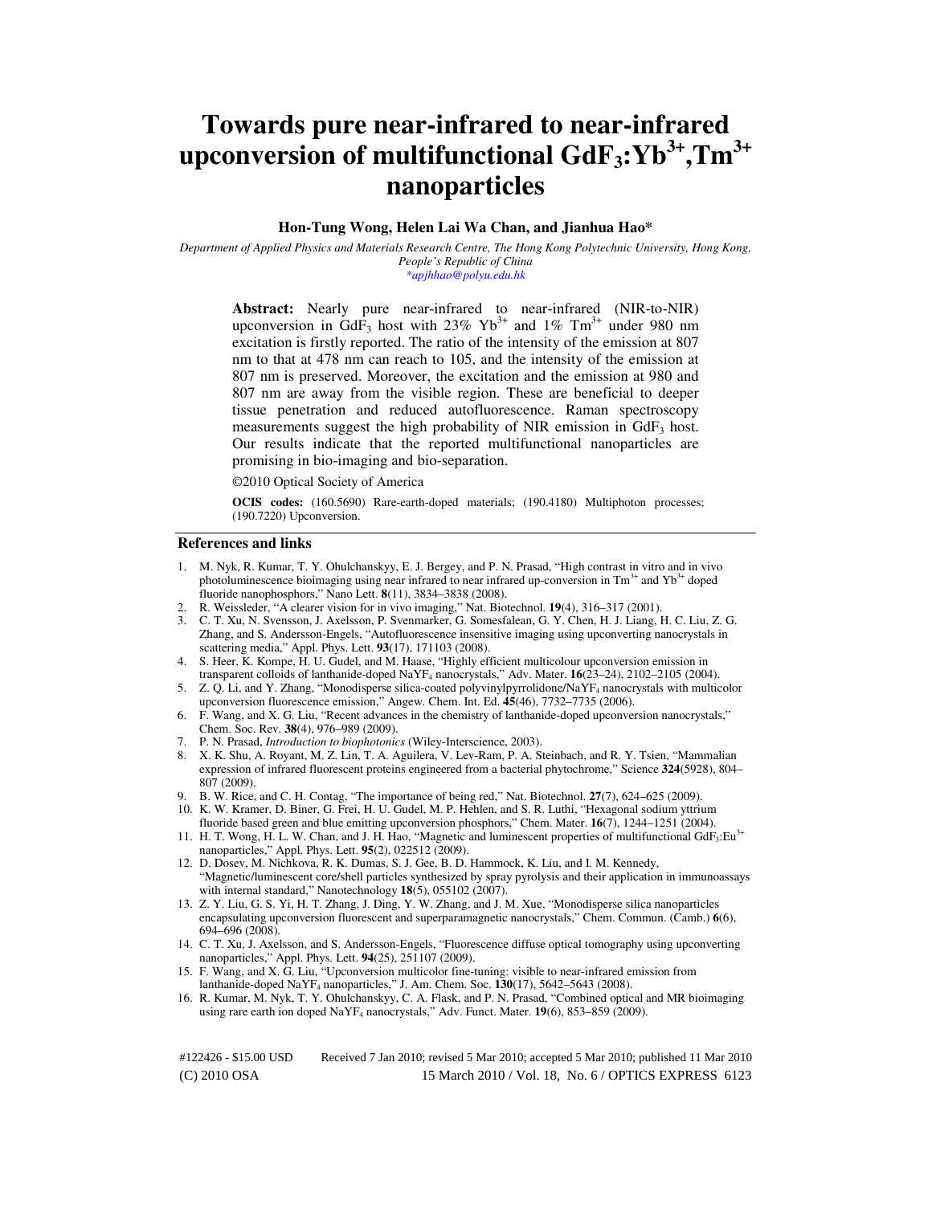# Towards pure near-infrared to near-infrared upconversion of multifunctional $GdF_3:Yb^{3+},Tm^{3+}$ nanoparticles

**Hon-Tung Wong, Helen Lai Wa Chan, and Jianhua Hao***

*Department of Applied Physics and Materials Research Centre, The Hong Kong Polytechnic University, Hong Kong, People's Republic of China*
*\*apjhhao@polyu.edu.hk*

**Abstract:** Nearly pure near-infrared to near-infrared (NIR-to-NIR) upconversion in $GdF_3$ host with 23% $Yb^{3+}$ and 1% $Tm^{3+}$ under 980 nm excitation is firstly reported. The ratio of the intensity of the emission at 807 nm to that at 478 nm can reach to 105, and the intensity of the emission at 807 nm is preserved. Moreover, the excitation and the emission at 980 and 807 nm are away from the visible region. These are beneficial to deeper tissue penetration and reduced autofluorescence. Raman spectroscopy measurements suggest the high probability of NIR emission in $GdF_3$ host. Our results indicate that the reported multifunctional nanoparticles are promising in bio-imaging and bio-separation.

©2010 Optical Society of America

**OCIS codes:** (160.5690) Rare-earth-doped materials; (190.4180) Multiphoton processes; (190.7220) Upconversion.

## References and links

1. M. Nyk, R. Kumar, T. Y. Ohulchanskyy, E. J. Bergey, and P. N. Prasad, "High contrast in vitro and in vivo photoluminescence bioimaging using near infrared to near infrared up-conversion in $Tm^{3+}$ and $Yb^{3+}$ doped fluoride nanophosphors," Nano Lett. **8**(11), 3834–3838 (2008).
2. R. Weissleder, "A clearer vision for in vivo imaging," Nat. Biotechnol. **19**(4), 316–317 (2001).
3. C. T. Xu, N. Svensson, J. Axelsson, P. Svenmarker, G. Somesfalean, G. Y. Chen, H. J. Liang, H. C. Liu, Z. G. Zhang, and S. Andersson-Engels, "Autofluorescence insensitive imaging using upconverting nanocrystals in scattering media," Appl. Phys. Lett. **93**(17), 171103 (2008).
4. S. Heer, K. Kompe, H. U. Gudel, and M. Haase, "Highly efficient multicolour upconversion emission in transparent colloids of lanthanide-doped $NaYF_4$ nanocrystals," Adv. Mater. **16**(23–24), 2102–2105 (2004).
5. Z. Q. Li, and Y. Zhang, "Monodisperse silica-coated polyvinylpyrrolidone/$NaYF_4$ nanocrystals with multicolor upconversion fluorescence emission," Angew. Chem. Int. Ed. **45**(46), 7732–7735 (2006).
6. F. Wang, and X. G. Liu, "Recent advances in the chemistry of lanthanide-doped upconversion nanocrystals," Chem. Soc. Rev. **38**(4), 976–989 (2009).
7. P. N. Prasad, *Introduction to biophotonics* (Wiley-Interscience, 2003).
8. X. K. Shu, A. Royant, M. Z. Lin, T. A. Aguilera, V. Lev-Ram, P. A. Steinbach, and R. Y. Tsien, "Mammalian expression of infrared fluorescent proteins engineered from a bacterial phytochrome," Science **324**(5928), 804–807 (2009).
9. B. W. Rice, and C. H. Contag, "The importance of being red," Nat. Biotechnol. **27**(7), 624–625 (2009).
10. K. W. Kramer, D. Biner, G. Frei, H. U. Gudel, M. P. Hehlen, and S. R. Luthi, "Hexagonal sodium yttrium fluoride based green and blue emitting upconversion phosphors," Chem. Mater. **16**(7), 1244–1251 (2004).
11. H. T. Wong, H. L. W. Chan, and J. H. Hao, "Magnetic and luminescent properties of multifunctional $GdF_3:Eu^{3+}$ nanoparticles," Appl. Phys. Lett. **95**(2), 022512 (2009).
12. D. Dosev, M. Nichkova, R. K. Dumas, S. J. Gee, B. D. Hammock, K. Liu, and I. M. Kennedy, "Magnetic/luminescent core/shell particles synthesized by spray pyrolysis and their application in immunoassays with internal standard," Nanotechnology **18**(5), 055102 (2007).
13. Z. Y. Liu, G. S. Yi, H. T. Zhang, J. Ding, Y. W. Zhang, and J. M. Xue, "Monodisperse silica nanoparticles encapsulating upconversion fluorescent and superparamagnetic nanocrystals," Chem. Commun. (Camb.) **6**(6), 694–696 (2008).
14. C. T. Xu, J. Axelsson, and S. Andersson-Engels, "Fluorescence diffuse optical tomography using upconverting nanoparticles," Appl. Phys. Lett. **94**(25), 251107 (2009).
15. F. Wang, and X. G. Liu, "Upconversion multicolor fine-tuning: visible to near-infrared emission from lanthanide-doped $NaYF_4$ nanoparticles," J. Am. Chem. Soc. **130**(17), 5642–5643 (2008).
16. R. Kumar, M. Nyk, T. Y. Ohulchanskyy, C. A. Flask, and P. N. Prasad, "Combined optical and MR bioimaging using rare earth ion doped $NaYF_4$ nanocrystals," Adv. Funct. Mater. **19**(6), 853–859 (2009).

#122426 - $15.00 USD Received 7 Jan 2010; revised 5 Mar 2010; accepted 5 Mar 2010; published 11 Mar 2010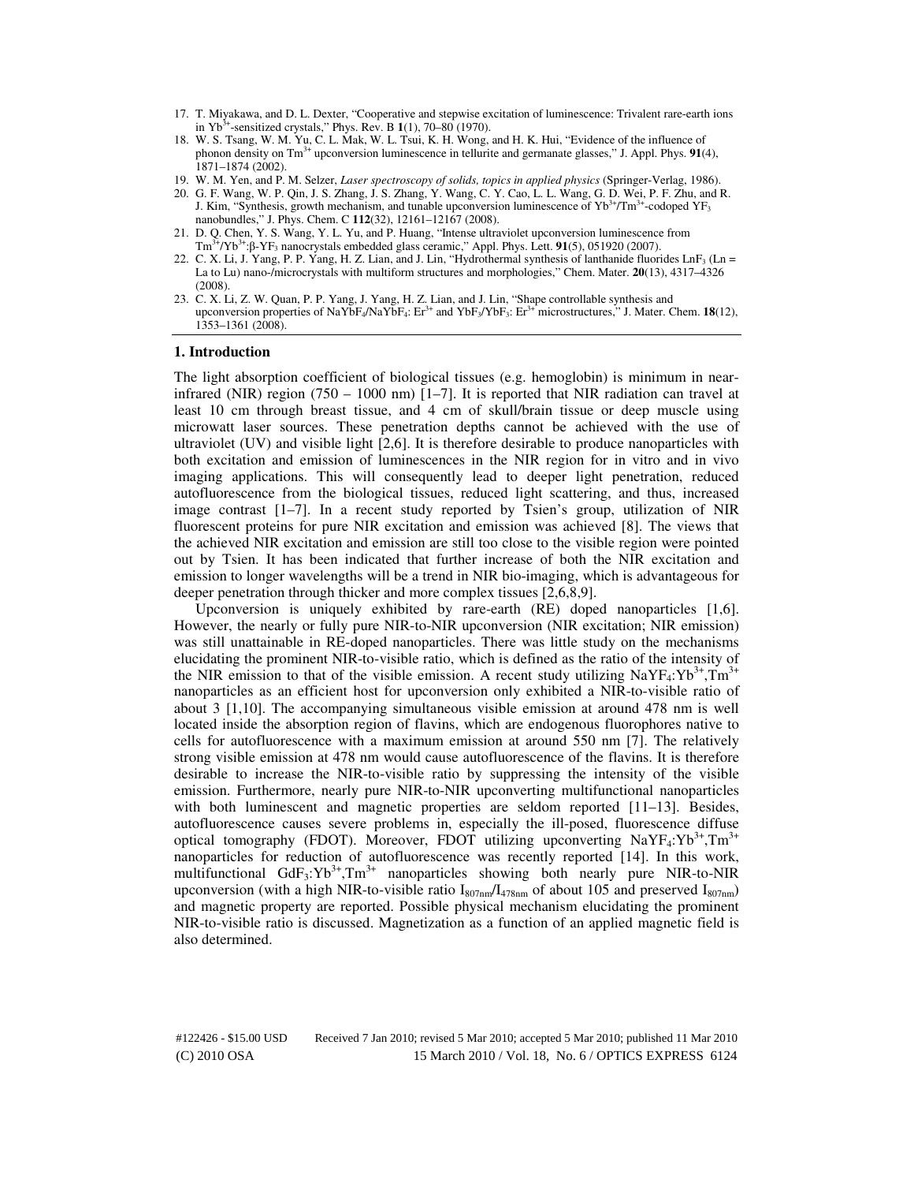17. T. Miyakawa, and D. L. Dexter, "Cooperative and stepwise excitation of luminescence: Trivalent rare-earth ions in $Yb^{3+}$-sensitized crystals," Phys. Rev. B **1**(1), 70–80 (1970).
18. W. S. Tsang, W. M. Yu, C. L. Mak, W. L. Tsui, K. H. Wong, and H. K. Hui, "Evidence of the influence of phonon density on $Tm^{3+}$ upconversion luminescence in tellurite and germanate glasses," J. Appl. Phys. **91**(4), 1871–1874 (2002).
19. W. M. Yen, and P. M. Selzer, *Laser spectroscopy of solids, topics in applied physics* (Springer-Verlag, 1986).
20. G. F. Wang, W. P. Qin, J. S. Zhang, J. S. Zhang, Y. Wang, C. Y. Cao, L. L. Wang, G. D. Wei, P. F. Zhu, and R. J. Kim, "Synthesis, growth mechanism, and tunable upconversion luminescence of $Yb^{3+}$/$Tm^{3+}$-codoped $YF_3$ nanobundles," J. Phys. Chem. C **112**(32), 12161–12167 (2008).
21. D. Q. Chen, Y. S. Wang, Y. L. Yu, and P. Huang, "Intense ultraviolet upconversion luminescence from $Tm^{3+}$/$Yb^{3+}$:β-$YF_3$ nanocrystals embedded glass ceramic," Appl. Phys. Lett. **91**(5), 051920 (2007).
22. C. X. Li, J. Yang, P. P. Yang, H. Z. Lian, and J. Lin, "Hydrothermal synthesis of lanthanide fluorides $LnF_3$ (Ln = La to Lu) nano-/microcrystals with multiform structures and morphologies," Chem. Mater. **20**(13), 4317–4326 (2008).
23. C. X. Li, Z. W. Quan, P. P. Yang, J. Yang, H. Z. Lian, and J. Lin, "Shape controllable synthesis and upconversion properties of $NaYbF_4$/$NaYbF_4$: $Er^{3+}$ and $YbF_3$/$YbF_3$: $Er^{3+}$ microstructures," J. Mater. Chem. **18**(12), 1353–1361 (2008).

## 1. Introduction

The light absorption coefficient of biological tissues (e.g. hemoglobin) is minimum in near-infrared (NIR) region (750 – 1000 nm) [1–7]. It is reported that NIR radiation can travel at least 10 cm through breast tissue, and 4 cm of skull/brain tissue or deep muscle using microwatt laser sources. These penetration depths cannot be achieved with the use of ultraviolet (UV) and visible light [2,6]. It is therefore desirable to produce nanoparticles with both excitation and emission of luminescences in the NIR region for in vitro and in vivo imaging applications. This will consequently lead to deeper light penetration, reduced autofluorescence from the biological tissues, reduced light scattering, and thus, increased image contrast [1–7]. In a recent study reported by Tsien's group, utilization of NIR fluorescent proteins for pure NIR excitation and emission was achieved [8]. The views that the achieved NIR excitation and emission are still too close to the visible region were pointed out by Tsien. It has been indicated that further increase of both the NIR excitation and emission to longer wavelengths will be a trend in NIR bio-imaging, which is advantageous for deeper penetration through thicker and more complex tissues [2,6,8,9].

Upconversion is uniquely exhibited by rare-earth (RE) doped nanoparticles [1,6]. However, the nearly or fully pure NIR-to-NIR upconversion (NIR excitation; NIR emission) was still unattainable in RE-doped nanoparticles. There was little study on the mechanisms elucidating the prominent NIR-to-visible ratio, which is defined as the ratio of the intensity of the NIR emission to that of the visible emission. A recent study utilizing $NaYF_4$:$Yb^{3+}$,$Tm^{3+}$ nanoparticles as an efficient host for upconversion only exhibited a NIR-to-visible ratio of about 3 [1,10]. The accompanying simultaneous visible emission at around 478 nm is well located inside the absorption region of flavins, which are endogenous fluorophores native to cells for autofluorescence with a maximum emission at around 550 nm [7]. The relatively strong visible emission at 478 nm would cause autofluorescence of the flavins. It is therefore desirable to increase the NIR-to-visible ratio by suppressing the intensity of the visible emission. Furthermore, nearly pure NIR-to-NIR upconverting multifunctional nanoparticles with both luminescent and magnetic properties are seldom reported [11–13]. Besides, autofluorescence causes severe problems in, especially the ill-posed, fluorescence diffuse optical tomography (FDOT). Moreover, FDOT utilizing upconverting $NaYF_4$:$Yb^{3+}$,$Tm^{3+}$ nanoparticles for reduction of autofluorescence was recently reported [14]. In this work, multifunctional $GdF_3$:$Yb^{3+}$,$Tm^{3+}$ nanoparticles showing both nearly pure NIR-to-NIR upconversion (with a high NIR-to-visible ratio $I_{807nm}/I_{478nm}$ of about 105 and preserved $I_{807nm}$) and magnetic property are reported. Possible physical mechanism elucidating the prominent NIR-to-visible ratio is discussed. Magnetization as a function of an applied magnetic field is also determined.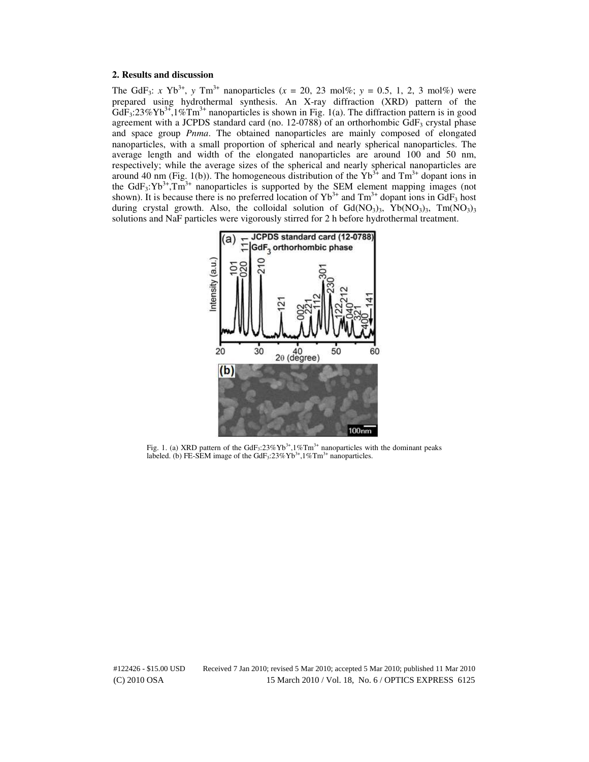## 2. Results and discussion

The $GdF_3$: $x$ $Yb^{3+}$, $y$ $Tm^{3+}$ nanoparticles ($x$ = 20, 23 mol%; $y$ = 0.5, 1, 2, 3 mol%) were prepared using hydrothermal synthesis. An X-ray diffraction (XRD) pattern of the $GdF_3$:23%$Yb^{3+}$,1%$Tm^{3+}$ nanoparticles is shown in Fig. 1(a). The diffraction pattern is in good agreement with a JCPDS standard card (no. 12-0788) of an orthorhombic $GdF_3$ crystal phase and space group *Pnma*. The obtained nanoparticles are mainly composed of elongated nanoparticles, with a small proportion of spherical and nearly spherical nanoparticles. The average length and width of the elongated nanoparticles are around 100 and 50 nm, respectively; while the average sizes of the spherical and nearly spherical nanoparticles are around 40 nm (Fig. 1(b)). The homogeneous distribution of the $Yb^{3+}$ and $Tm^{3+}$ dopant ions in the $GdF_3$:$Yb^{3+}$,$Tm^{3+}$ nanoparticles is supported by the SEM element mapping images (not shown). It is because there is no preferred location of $Yb^{3+}$ and $Tm^{3+}$ dopant ions in $GdF_3$ host during crystal growth. Also, the colloidal solution of $Gd(NO_3)_3$, $Yb(NO_3)_3$, $Tm(NO_3)_3$ solutions and NaF particles were vigorously stirred for 2 h before hydrothermal treatment.

Fig. 1. (a) XRD pattern of the $GdF_3$:23%$Yb^{3+}$,1%$Tm^{3+}$ nanoparticles with the dominant peaks labeled. (b) FE-SEM image of the $GdF_3$:23%$Yb^{3+}$,1%$Tm^{3+}$ nanoparticles.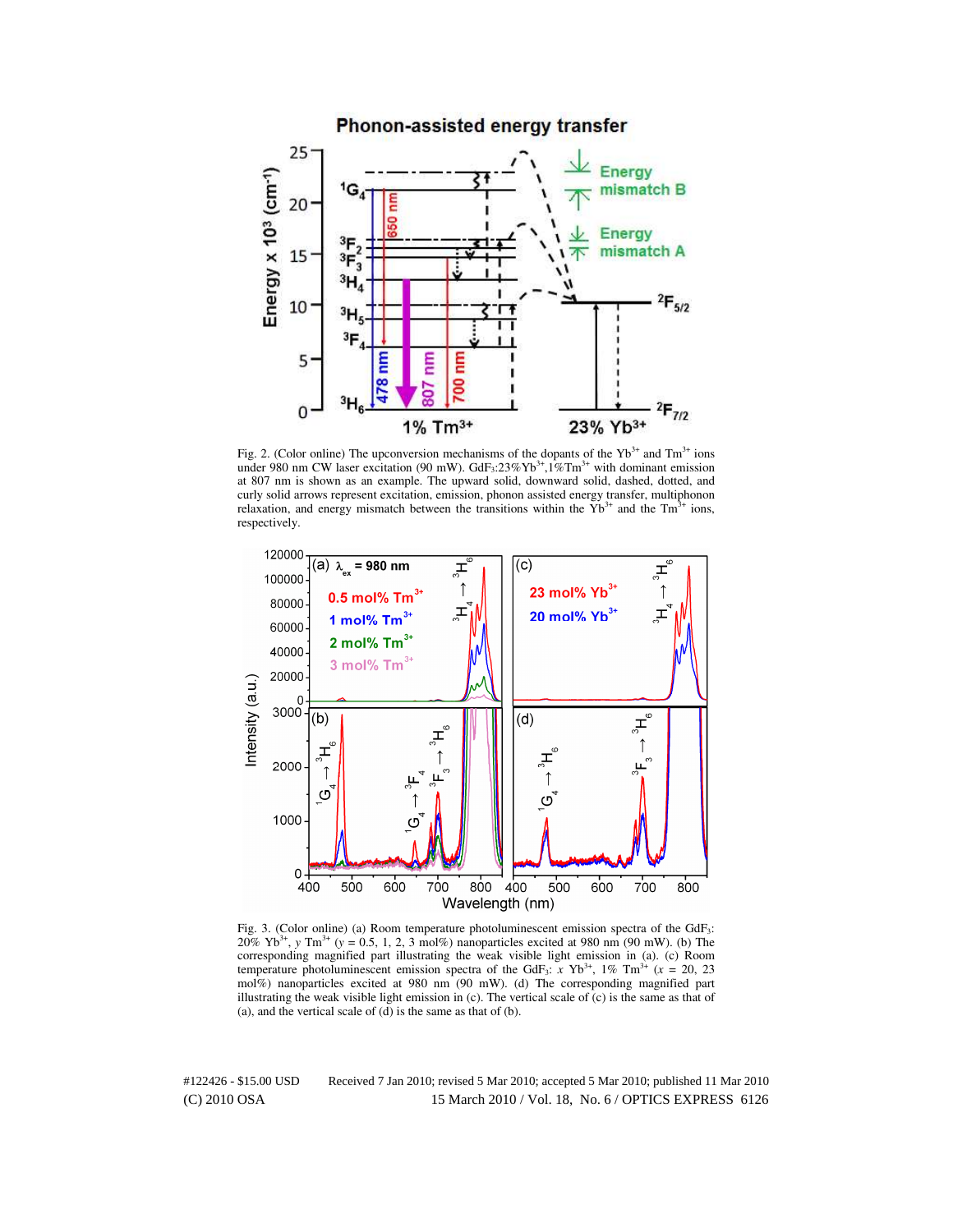Fig. 2. (Color online) The upconversion mechanisms of the dopants of the $Yb^{3+}$ and $Tm^{3+}$ ions under 980 nm CW laser excitation (90 mW). $GdF_3$:23%$Yb^{3+}$,1%$Tm^{3+}$ with dominant emission at 807 nm is shown as an example. The upward solid, downward solid, dashed, dotted, and curly solid arrows represent excitation, emission, phonon assisted energy transfer, multiphonon relaxation, and energy mismatch between the transitions within the $Yb^{3+}$ and the $Tm^{3+}$ ions, respectively.

Fig. 3. (Color online) (a) Room temperature photoluminescent emission spectra of the $GdF_3$: 20% $Yb^{3+}$, *y* $Tm^{3+}$ (*y* = 0.5, 1, 2, 3 mol%) nanoparticles excited at 980 nm (90 mW). (b) The corresponding magnified part illustrating the weak visible light emission in (a). (c) Room temperature photoluminescent emission spectra of the $GdF_3$: *x* $Yb^{3+}$, 1% $Tm^{3+}$ (*x* = 20, 23 mol%) nanoparticles excited at 980 nm (90 mW). (d) The corresponding magnified part illustrating the weak visible light emission in (c). The vertical scale of (c) is the same as that of (a), and the vertical scale of (d) is the same as that of (b).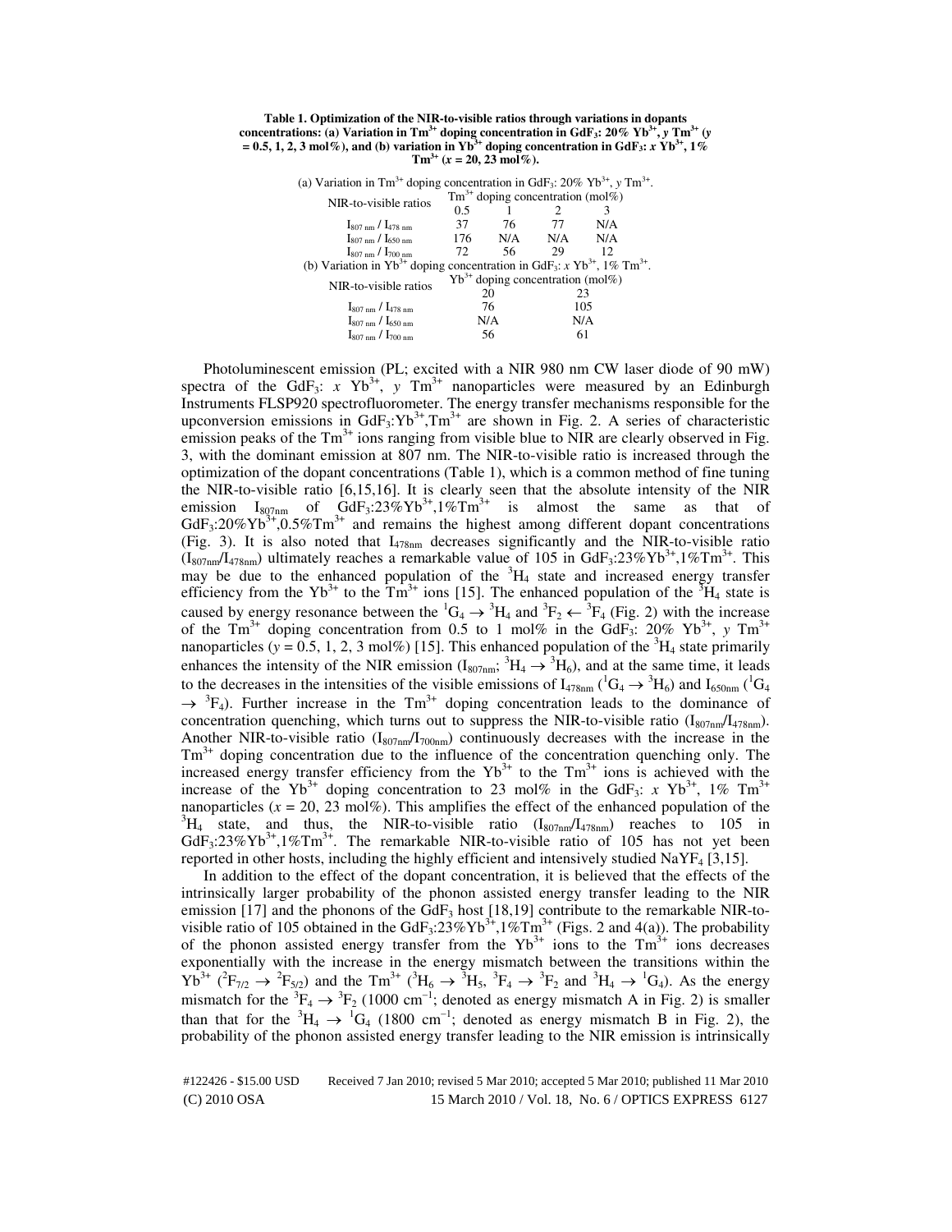**Table 1. Optimization of the NIR-to-visible ratios through variations in dopants concentrations: (a) Variation in $Tm^{3+}$ doping concentration in $GdF_3$: 20% $Yb^{3+}$, *y* $Tm^{3+}$ (*y* = 0.5, 1, 2, 3 mol%), and (b) variation in $Yb^{3+}$ doping concentration in $GdF_3$: *x* $Yb^{3+}$, 1% $Tm^{3+}$ (*x* = 20, 23 mol%).**

(a) Variation in $Tm^{3+}$ doping concentration in $GdF_3$: 20% $Yb^{3+}$, *y* $Tm^{3+}$.

| NIR-to-visible ratios | $Tm^{3+}$ doping concentration (mol%) | | | |
|---|---|---|---|---|
| | 0.5 | 1 | 2 | 3 |
| $I_{807\ nm} / I_{478\ nm}$ | 37 | 76 | 77 | N/A |
| $I_{807\ nm} / I_{650\ nm}$ | 176 | N/A | N/A | N/A |
| $I_{807\ nm} / I_{700\ nm}$ | 72 | 56 | 29 | 12 |

(b) Variation in $Yb^{3+}$ doping concentration in $GdF_3$: *x* $Yb^{3+}$, 1% $Tm^{3+}$.

| NIR-to-visible ratios | $Yb^{3+}$ doping concentration (mol%) | |
|---|---|---|
| | 20 | 23 |
| $I_{807\ nm} / I_{478\ nm}$ | 76 | 105 |
| $I_{807\ nm} / I_{650\ nm}$ | N/A | N/A |
| $I_{807\ nm} / I_{700\ nm}$ | 56 | 61 |

Photoluminescent emission (PL; excited with a NIR 980 nm CW laser diode of 90 mW) spectra of the $GdF_3$: *x* $Yb^{3+}$, *y* $Tm^{3+}$ nanoparticles were measured by an Edinburgh Instruments FLSP920 spectrofluorometer. The energy transfer mechanisms responsible for the upconversion emissions in $GdF_3$:$Yb^{3+}$,$Tm^{3+}$ are shown in Fig. 2. A series of characteristic emission peaks of the $Tm^{3+}$ ions ranging from visible blue to NIR are clearly observed in Fig. 3, with the dominant emission at 807 nm. The NIR-to-visible ratio is increased through the optimization of the dopant concentrations (Table 1), which is a common method of fine tuning the NIR-to-visible ratio [6,15,16]. It is clearly seen that the absolute intensity of the NIR emission $I_{807nm}$ of $GdF_3$:23%$Yb^{3+}$,1%$Tm^{3+}$ is almost the same as that of $GdF_3$:20%$Yb^{3+}$,0.5%$Tm^{3+}$ and remains the highest among different dopant concentrations (Fig. 3). It is also noted that $I_{478nm}$ decreases significantly and the NIR-to-visible ratio ($I_{807nm}$/$I_{478nm}$) ultimately reaches a remarkable value of 105 in $GdF_3$:23%$Yb^{3+}$,1%$Tm^{3+}$. This may be due to the enhanced population of the $^3H_4$ state and increased energy transfer efficiency from the $Yb^{3+}$ to the $Tm^{3+}$ ions [15]. The enhanced population of the $^3H_4$ state is caused by energy resonance between the $^1G_4 \rightarrow {}^3H_4$ and $^3F_2 \leftarrow {}^3F_4$ (Fig. 2) with the increase of the $Tm^{3+}$ doping concentration from 0.5 to 1 mol% in the $GdF_3$: 20% $Yb^{3+}$, *y* $Tm^{3+}$ nanoparticles (*y* = 0.5, 1, 2, 3 mol%) [15]. This enhanced population of the $^3H_4$ state primarily enhances the intensity of the NIR emission ($I_{807nm}$; $^3H_4 \rightarrow {}^3H_6$), and at the same time, it leads to the decreases in the intensities of the visible emissions of $I_{478nm}$ ($^1G_4 \rightarrow {}^3H_6$) and $I_{650nm}$ ($^1G_4 \rightarrow {}^3F_4$). Further increase in the $Tm^{3+}$ doping concentration leads to the dominance of concentration quenching, which turns out to suppress the NIR-to-visible ratio ($I_{807nm}$/$I_{478nm}$). Another NIR-to-visible ratio ($I_{807nm}$/$I_{700nm}$) continuously decreases with the increase in the $Tm^{3+}$ doping concentration due to the influence of the concentration quenching only. The increased energy transfer efficiency from the $Yb^{3+}$ to the $Tm^{3+}$ ions is achieved with the increase of the $Yb^{3+}$ doping concentration to 23 mol% in the $GdF_3$: *x* $Yb^{3+}$, 1% $Tm^{3+}$ nanoparticles (*x* = 20, 23 mol%). This amplifies the effect of the enhanced population of the $^3H_4$ state, and thus, the NIR-to-visible ratio ($I_{807nm}$/$I_{478nm}$) reaches to 105 in $GdF_3$:23%$Yb^{3+}$,1%$Tm^{3+}$. The remarkable NIR-to-visible ratio of 105 has not yet been reported in other hosts, including the highly efficient and intensively studied $NaYF_4$ [3,15].

In addition to the effect of the dopant concentration, it is believed that the effects of the intrinsically larger probability of the phonon assisted energy transfer leading to the NIR emission [17] and the phonons of the $GdF_3$ host [18,19] contribute to the remarkable NIR-to-visible ratio of 105 obtained in the $GdF_3$:23%$Yb^{3+}$,1%$Tm^{3+}$ (Figs. 2 and 4(a)). The probability of the phonon assisted energy transfer from the $Yb^{3+}$ ions to the $Tm^{3+}$ ions decreases exponentially with the increase in the energy mismatch between the transitions within the $Yb^{3+}$ ($^2F_{7/2} \rightarrow {}^2F_{5/2}$) and the $Tm^{3+}$ ($^3H_6 \rightarrow {}^3H_5$, $^3F_4 \rightarrow {}^3F_2$ and $^3H_4 \rightarrow {}^1G_4$). As the energy mismatch for the $^3F_4 \rightarrow {}^3F_2$ (1000 cm$^{-1}$; denoted as energy mismatch A in Fig. 2) is smaller than that for the $^3H_4 \rightarrow {}^1G_4$ (1800 cm$^{-1}$; denoted as energy mismatch B in Fig. 2), the probability of the phonon assisted energy transfer leading to the NIR emission is intrinsically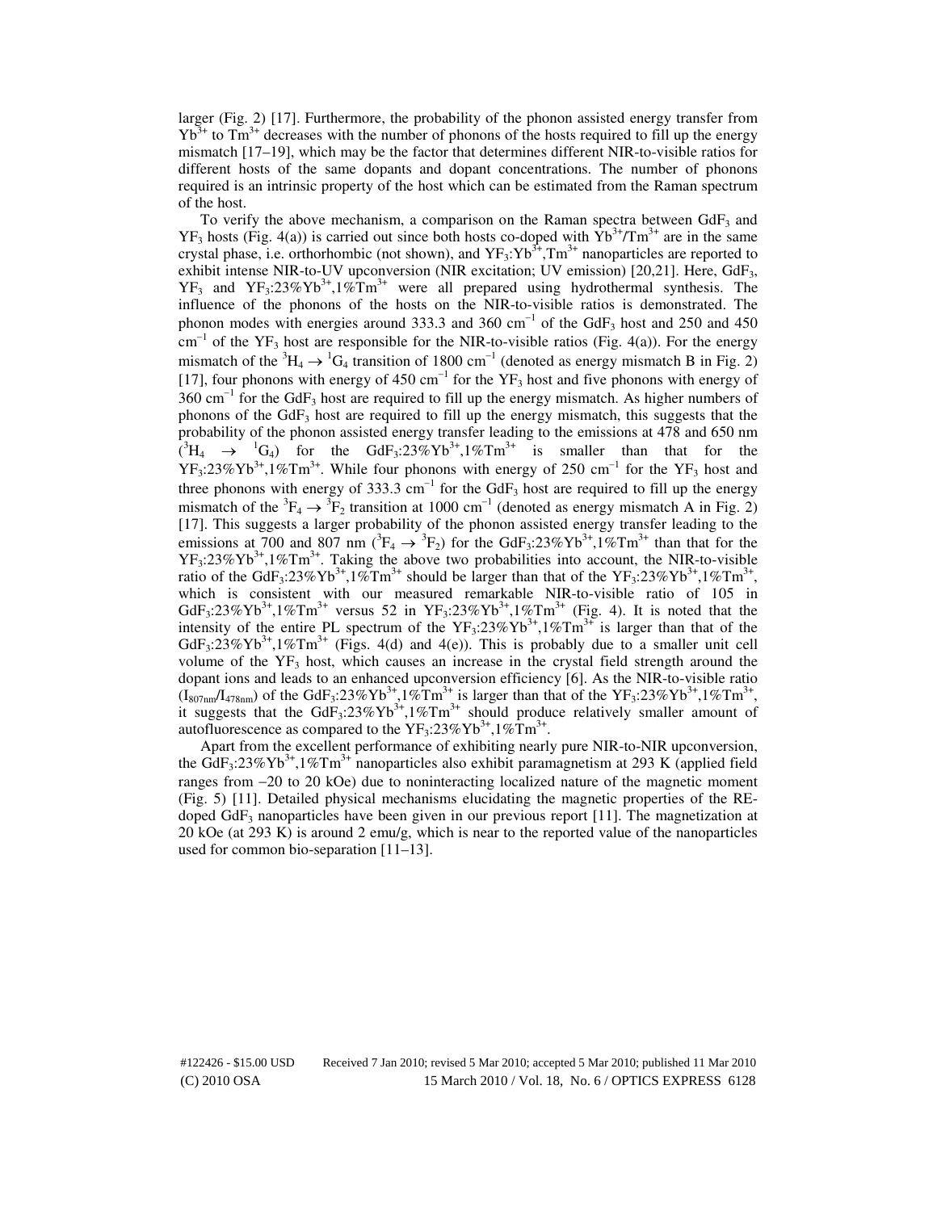larger (Fig. 2) [17]. Furthermore, the probability of the phonon assisted energy transfer from $Yb^{3+}$ to $Tm^{3+}$ decreases with the number of phonons of the hosts required to fill up the energy mismatch [17–19], which may be the factor that determines different NIR-to-visible ratios for different hosts of the same dopants and dopant concentrations. The number of phonons required is an intrinsic property of the host which can be estimated from the Raman spectrum of the host.

To verify the above mechanism, a comparison on the Raman spectra between $GdF_3$ and $YF_3$ hosts (Fig. 4(a)) is carried out since both hosts co-doped with $Yb^{3+}/Tm^{3+}$ are in the same crystal phase, i.e. orthorhombic (not shown), and $YF_3$:$Yb^{3+}$,$Tm^{3+}$ nanoparticles are reported to exhibit intense NIR-to-UV upconversion (NIR excitation; UV emission) [20,21]. Here, $GdF_3$, $YF_3$ and $YF_3$:23%$Yb^{3+}$,1%$Tm^{3+}$ were all prepared using hydrothermal synthesis. The influence of the phonons of the hosts on the NIR-to-visible ratios is demonstrated. The phonon modes with energies around 333.3 and 360 $cm^{-1}$ of the $GdF_3$ host and 250 and 450 $cm^{-1}$ of the $YF_3$ host are responsible for the NIR-to-visible ratios (Fig. 4(a)). For the energy mismatch of the $^3H_4 \rightarrow {}^1G_4$ transition of 1800 $cm^{-1}$ (denoted as energy mismatch B in Fig. 2) [17], four phonons with energy of 450 $cm^{-1}$ for the $YF_3$ host and five phonons with energy of 360 $cm^{-1}$ for the $GdF_3$ host are required to fill up the energy mismatch. As higher numbers of phonons of the $GdF_3$ host are required to fill up the energy mismatch, this suggests that the probability of the phonon assisted energy transfer leading to the emissions at 478 and 650 nm ($^3H_4 \rightarrow {}^1G_4$) for the $GdF_3$:23%$Yb^{3+}$,1%$Tm^{3+}$ is smaller than that for the $YF_3$:23%$Yb^{3+}$,1%$Tm^{3+}$. While four phonons with energy of 250 $cm^{-1}$ for the $YF_3$ host and three phonons with energy of 333.3 $cm^{-1}$ for the $GdF_3$ host are required to fill up the energy mismatch of the $^3F_4 \rightarrow {}^3F_2$ transition at 1000 $cm^{-1}$ (denoted as energy mismatch A in Fig. 2) [17]. This suggests a larger probability of the phonon assisted energy transfer leading to the emissions at 700 and 807 nm ($^3F_4 \rightarrow {}^3F_2$) for the $GdF_3$:23%$Yb^{3+}$,1%$Tm^{3+}$ than that for the $YF_3$:23%$Yb^{3+}$,1%$Tm^{3+}$. Taking the above two probabilities into account, the NIR-to-visible ratio of the $GdF_3$:23%$Yb^{3+}$,1%$Tm^{3+}$ should be larger than that of the $YF_3$:23%$Yb^{3+}$,1%$Tm^{3+}$, which is consistent with our measured remarkable NIR-to-visible ratio of 105 in $GdF_3$:23%$Yb^{3+}$,1%$Tm^{3+}$ versus 52 in $YF_3$:23%$Yb^{3+}$,1%$Tm^{3+}$ (Fig. 4). It is noted that the intensity of the entire PL spectrum of the $YF_3$:23%$Yb^{3+}$,1%$Tm^{3+}$ is larger than that of the $GdF_3$:23%$Yb^{3+}$,1%$Tm^{3+}$ (Figs. 4(d) and 4(e)). This is probably due to a smaller unit cell volume of the $YF_3$ host, which causes an increase in the crystal field strength around the dopant ions and leads to an enhanced upconversion efficiency [6]. As the NIR-to-visible ratio ($I_{807nm}/I_{478nm}$) of the $GdF_3$:23%$Yb^{3+}$,1%$Tm^{3+}$ is larger than that of the $YF_3$:23%$Yb^{3+}$,1%$Tm^{3+}$, it suggests that the $GdF_3$:23%$Yb^{3+}$,1%$Tm^{3+}$ should produce relatively smaller amount of autofluorescence as compared to the $YF_3$:23%$Yb^{3+}$,1%$Tm^{3+}$.

Apart from the excellent performance of exhibiting nearly pure NIR-to-NIR upconversion, the $GdF_3$:23%$Yb^{3+}$,1%$Tm^{3+}$ nanoparticles also exhibit paramagnetism at 293 K (applied field ranges from −20 to 20 kOe) due to noninteracting localized nature of the magnetic moment (Fig. 5) [11]. Detailed physical mechanisms elucidating the magnetic properties of the RE-doped $GdF_3$ nanoparticles have been given in our previous report [11]. The magnetization at 20 kOe (at 293 K) is around 2 emu/g, which is near to the reported value of the nanoparticles used for common bio-separation [11–13].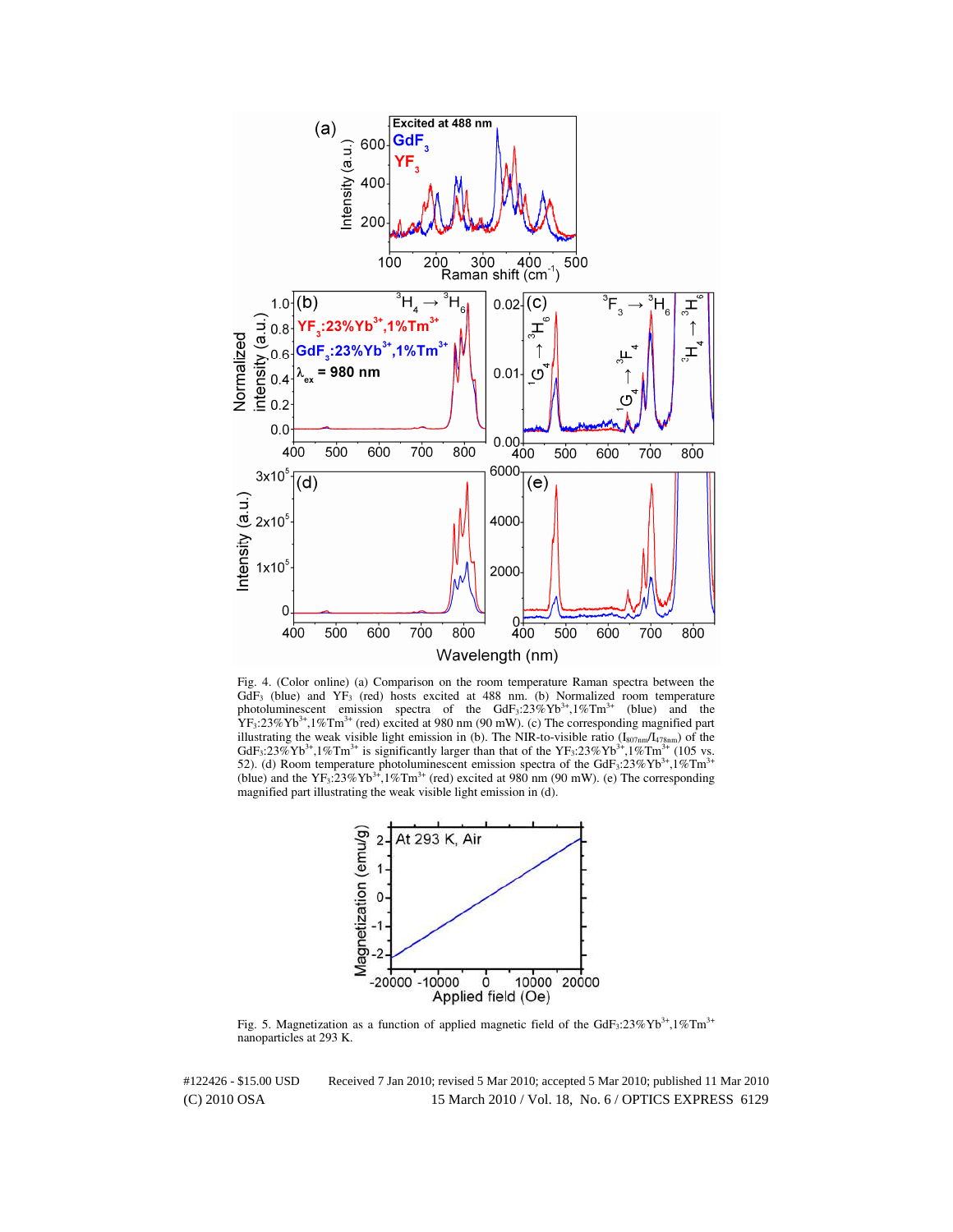Fig. 4. (Color online) (a) Comparison on the room temperature Raman spectra between the $GdF_3$ (blue) and $YF_3$ (red) hosts excited at 488 nm. (b) Normalized room temperature photoluminescent emission spectra of the $GdF_3$:23%$Yb^{3+}$,1%$Tm^{3+}$ (blue) and the $YF_3$:23%$Yb^{3+}$,1%$Tm^{3+}$ (red) excited at 980 nm (90 mW). (c) The corresponding magnified part illustrating the weak visible light emission in (b). The NIR-to-visible ratio ($I_{807nm}/I_{478nm}$) of the $GdF_3$:23%$Yb^{3+}$,1%$Tm^{3+}$ is significantly larger than that of the $YF_3$:23%$Yb^{3+}$,1%$Tm^{3+}$ (105 vs. 52). (d) Room temperature photoluminescent emission spectra of the $GdF_3$:23%$Yb^{3+}$,1%$Tm^{3+}$ (blue) and the $YF_3$:23%$Yb^{3+}$,1%$Tm^{3+}$ (red) excited at 980 nm (90 mW). (e) The corresponding magnified part illustrating the weak visible light emission in (d).

Fig. 5. Magnetization as a function of applied magnetic field of the $GdF_3$:23%$Yb^{3+}$,1%$Tm^{3+}$ nanoparticles at 293 K.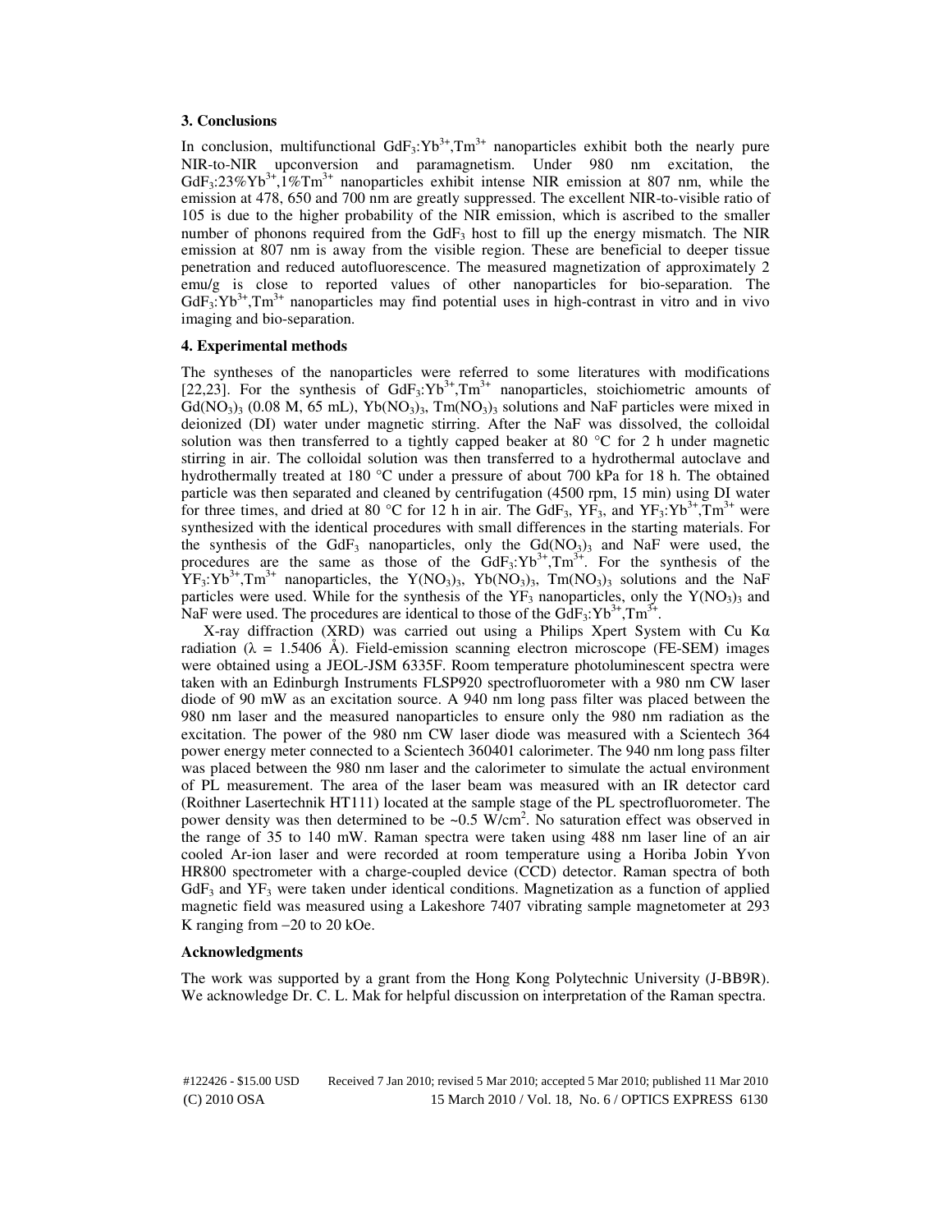### 3. Conclusions

In conclusion, multifunctional $GdF_3$:$Yb^{3+}$,$Tm^{3+}$ nanoparticles exhibit both the nearly pure NIR-to-NIR upconversion and paramagnetism. Under 980 nm excitation, the $GdF_3$:23%$Yb^{3+}$,1%$Tm^{3+}$ nanoparticles exhibit intense NIR emission at 807 nm, while the emission at 478, 650 and 700 nm are greatly suppressed. The excellent NIR-to-visible ratio of 105 is due to the higher probability of the NIR emission, which is ascribed to the smaller number of phonons required from the $GdF_3$ host to fill up the energy mismatch. The NIR emission at 807 nm is away from the visible region. These are beneficial to deeper tissue penetration and reduced autofluorescence. The measured magnetization of approximately 2 emu/g is close to reported values of other nanoparticles for bio-separation. The $GdF_3$:$Yb^{3+}$,$Tm^{3+}$ nanoparticles may find potential uses in high-contrast in vitro and in vivo imaging and bio-separation.

### 4. Experimental methods

The syntheses of the nanoparticles were referred to some literatures with modifications [22,23]. For the synthesis of $GdF_3$:$Yb^{3+}$,$Tm^{3+}$ nanoparticles, stoichiometric amounts of $Gd(NO_3)_3$ (0.08 M, 65 mL), $Yb(NO_3)_3$, $Tm(NO_3)_3$ solutions and NaF particles were mixed in deionized (DI) water under magnetic stirring. After the NaF was dissolved, the colloidal solution was then transferred to a tightly capped beaker at 80 °C for 2 h under magnetic stirring in air. The colloidal solution was then transferred to a hydrothermal autoclave and hydrothermally treated at 180 °C under a pressure of about 700 kPa for 18 h. The obtained particle was then separated and cleaned by centrifugation (4500 rpm, 15 min) using DI water for three times, and dried at 80 °C for 12 h in air. The $GdF_3$, $YF_3$, and $YF_3$:$Yb^{3+}$,$Tm^{3+}$ were synthesized with the identical procedures with small differences in the starting materials. For the synthesis of the $GdF_3$ nanoparticles, only the $Gd(NO_3)_3$ and NaF were used, the procedures are the same as those of the $GdF_3$:$Yb^{3+}$,$Tm^{3+}$. For the synthesis of the $YF_3$:$Yb^{3+}$,$Tm^{3+}$ nanoparticles, the $Y(NO_3)_3$, $Yb(NO_3)_3$, $Tm(NO_3)_3$ solutions and the NaF particles were used. While for the synthesis of the $YF_3$ nanoparticles, only the $Y(NO_3)_3$ and NaF were used. The procedures are identical to those of the $GdF_3$:$Yb^{3+}$,$Tm^{3+}$.

X-ray diffraction (XRD) was carried out using a Philips Xpert System with Cu Kα radiation (λ = 1.5406 Å). Field-emission scanning electron microscope (FE-SEM) images were obtained using a JEOL-JSM 6335F. Room temperature photoluminescent spectra were taken with an Edinburgh Instruments FLSP920 spectrofluorometer with a 980 nm CW laser diode of 90 mW as an excitation source. A 940 nm long pass filter was placed between the 980 nm laser and the measured nanoparticles to ensure only the 980 nm radiation as the excitation. The power of the 980 nm CW laser diode was measured with a Scientech 364 power energy meter connected to a Scientech 360401 calorimeter. The 940 nm long pass filter was placed between the 980 nm laser and the calorimeter to simulate the actual environment of PL measurement. The area of the laser beam was measured with an IR detector card (Roithner Lasertechnik HT111) located at the sample stage of the PL spectrofluorometer. The power density was then determined to be ~0.5 W/cm$^2$. No saturation effect was observed in the range of 35 to 140 mW. Raman spectra were taken using 488 nm laser line of an air cooled Ar-ion laser and were recorded at room temperature using a Horiba Jobin Yvon HR800 spectrometer with a charge-coupled device (CCD) detector. Raman spectra of both $GdF_3$ and $YF_3$ were taken under identical conditions. Magnetization as a function of applied magnetic field was measured using a Lakeshore 7407 vibrating sample magnetometer at 293 K ranging from −20 to 20 kOe.

### Acknowledgments

The work was supported by a grant from the Hong Kong Polytechnic University (J-BB9R). We acknowledge Dr. C. L. Mak for helpful discussion on interpretation of the Raman spectra.